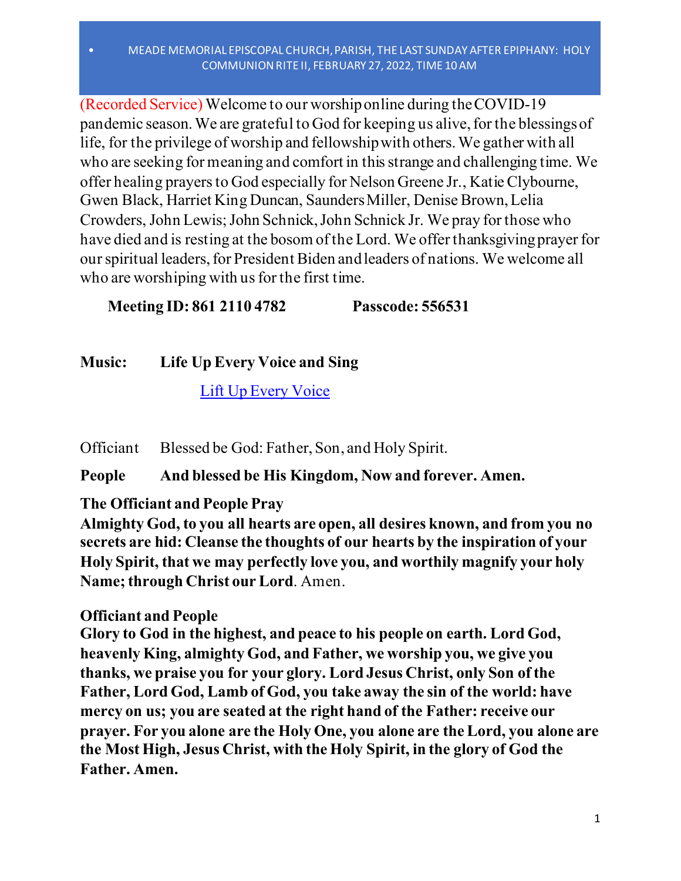# MEADE MEMORIAL EPISCOPAL CHURCH, PARISH, THE LAST SUNDAY AFTER EPIPHANY: HOLY COMMUNION RITE II, FEBRUARY 27, 2022, TIME 10 AM

(Recorded Service) Welcome to our worship online during the COVID-19 pandemic season. We are grateful to God for keeping us alive, for the blessings of life, for the privilege of worship and fellowship with others. We gather with all who are seeking for meaning and comfort in this strange and challenging time. We offer healing prayers to God especially for Nelson Greene Jr., Katie Clybourne, Gwen Black, Harriet King Duncan, Saunders Miller, Denise Brown, Lelia Crowders, John Lewis; John Schnick, John Schnick Jr. We pray for those who have died and is resting at the bosom of the Lord. We offer thanksgiving prayer for our spiritual leaders, for President Biden and leaders of nations. We welcome all who are worshiping with us for the first time.

**Meeting ID: 861 2110 4782** **Passcode: 556531**

**Music:** **Life Up Every Voice and Sing**

Lift Up Every Voice

Officiant Blessed be God: Father, Son, and Holy Spirit.

**People And blessed be His Kingdom, Now and forever. Amen.**

**The Officiant and People Pray**

**Almighty God, to you all hearts are open, all desires known, and from you no secrets are hid: Cleanse the thoughts of our hearts by the inspiration of your Holy Spirit, that we may perfectly love you, and worthily magnify your holy Name; through Christ our Lord**. Amen.

**Officiant and People**

**Glory to God in the highest, and peace to his people on earth. Lord God, heavenly King, almighty God, and Father, we worship you, we give you thanks, we praise you for your glory. Lord Jesus Christ, only Son of the Father, Lord God, Lamb of God, you take away the sin of the world: have mercy on us; you are seated at the right hand of the Father: receive our prayer. For you alone are the Holy One, you alone are the Lord, you alone are the Most High, Jesus Christ, with the Holy Spirit, in the glory of God the Father. Amen.**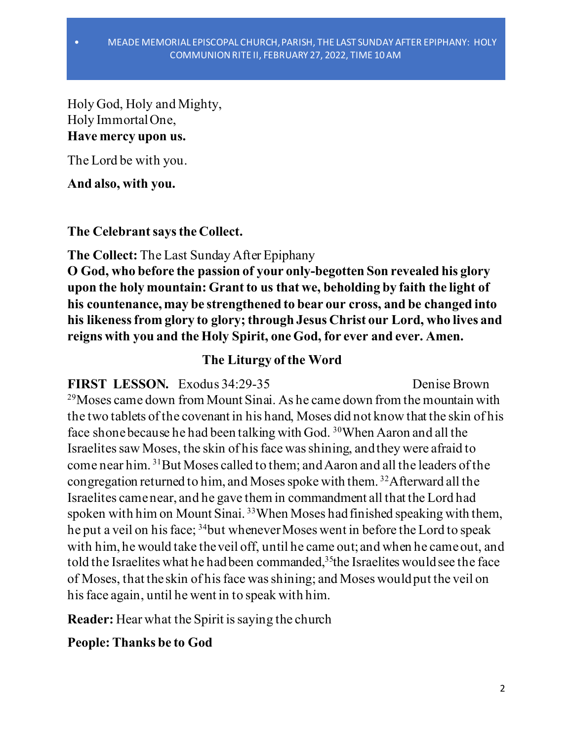Holy God, Holy and Mighty,
Holy Immortal One,
**Have mercy upon us.**

The Lord be with you.

**And also, with you.**

**The Celebrant says the Collect.**

**The Collect:** The Last Sunday After Epiphany
**O God, who before the passion of your only-begotten Son revealed his glory upon the holy mountain: Grant to us that we, beholding by faith the light of his countenance, may be strengthened to bear our cross, and be changed into his likeness from glory to glory; through Jesus Christ our Lord, who lives and reigns with you and the Holy Spirit, one God, for ever and ever. Amen.**

## The Liturgy of the Word

**FIRST LESSON.** Exodus 34:29-35 Denise Brown
[29]Moses came down from Mount Sinai. As he came down from the mountain with the two tablets of the covenant in his hand, Moses did not know that the skin of his face shone because he had been talking with God. [30]When Aaron and all the Israelites saw Moses, the skin of his face was shining, and they were afraid to come near him. [31]But Moses called to them; and Aaron and all the leaders of the congregation returned to him, and Moses spoke with them. [32]Afterward all the Israelites came near, and he gave them in commandment all that the Lord had spoken with him on Mount Sinai. [33]When Moses had finished speaking with them, he put a veil on his face; [34]but whenever Moses went in before the Lord to speak with him, he would take the veil off, until he came out; and when he came out, and told the Israelites what he had been commanded,[35]the Israelites would see the face of Moses, that the skin of his face was shining; and Moses would put the veil on his face again, until he went in to speak with him.

**Reader:** Hear what the Spirit is saying the church

**People: Thanks be to God**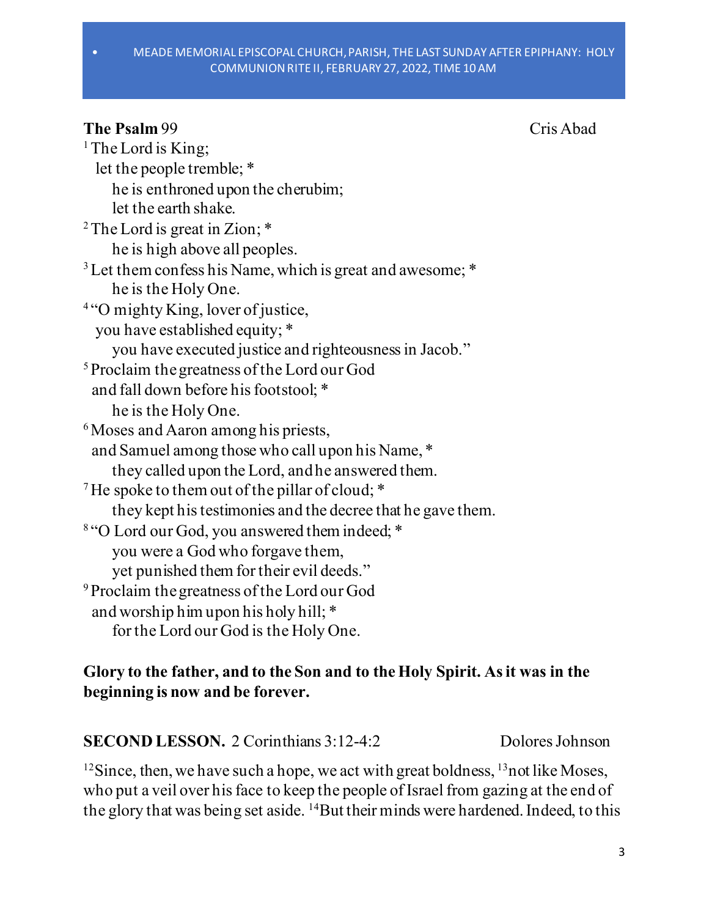**The Psalm** 99 Cris Abad

[1] The Lord is King;
  let the people tremble; *
    he is enthroned upon the cherubim;
    let the earth shake.
[2] The Lord is great in Zion; *
    he is high above all peoples.
[3] Let them confess his Name, which is great and awesome; *
    he is the Holy One.
[4] "O mighty King, lover of justice,
  you have established equity; *
    you have executed justice and righteousness in Jacob."
[5] Proclaim the greatness of the Lord our God
  and fall down before his footstool; *
    he is the Holy One.
[6] Moses and Aaron among his priests,
  and Samuel among those who call upon his Name, *
    they called upon the Lord, and he answered them.
[7] He spoke to them out of the pillar of cloud; *
    they kept his testimonies and the decree that he gave them.
[8] "O Lord our God, you answered them indeed; *
    you were a God who forgave them,
    yet punished them for their evil deeds."
[9] Proclaim the greatness of the Lord our God
  and worship him upon his holy hill; *
    for the Lord our God is the Holy One.

**Glory to the father, and to the Son and to the Holy Spirit. As it was in the beginning is now and be forever.**

**SECOND LESSON.** 2 Corinthians 3:12-4:2 Dolores Johnson

[12]Since, then, we have such a hope, we act with great boldness, [13]not like Moses, who put a veil over his face to keep the people of Israel from gazing at the end of the glory that was being set aside. [14]But their minds were hardened. Indeed, to this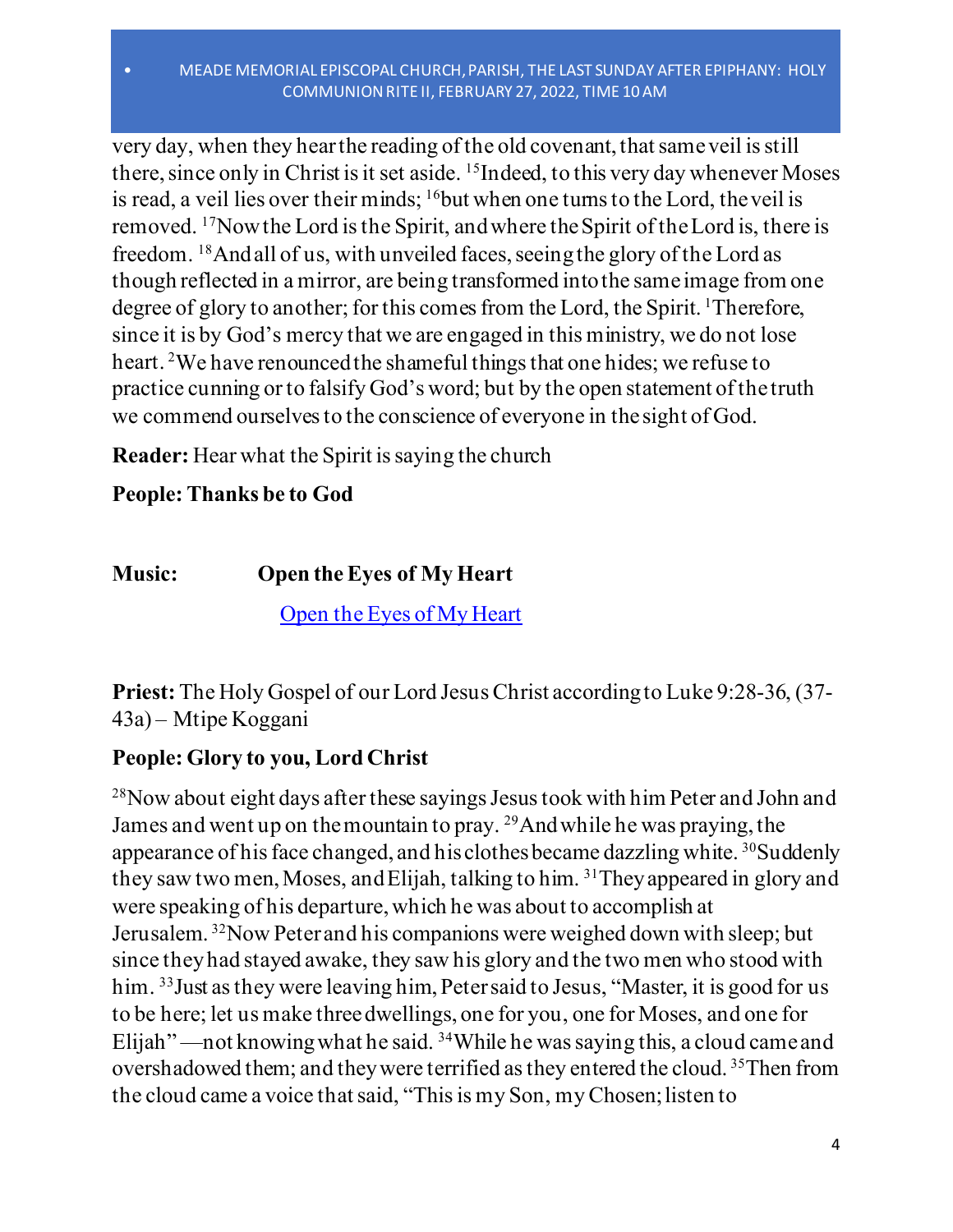very day, when they hear the reading of the old covenant, that same veil is still there, since only in Christ is it set aside. [15]Indeed, to this very day whenever Moses is read, a veil lies over their minds; [16]but when one turns to the Lord, the veil is removed. [17]Now the Lord is the Spirit, and where the Spirit of the Lord is, there is freedom. [18]And all of us, with unveiled faces, seeing the glory of the Lord as though reflected in a mirror, are being transformed into the same image from one degree of glory to another; for this comes from the Lord, the Spirit. [1]Therefore, since it is by God's mercy that we are engaged in this ministry, we do not lose heart. [2]We have renounced the shameful things that one hides; we refuse to practice cunning or to falsify God's word; but by the open statement of the truth we commend ourselves to the conscience of everyone in the sight of God.

**Reader:** Hear what the Spirit is saying the church

**People: Thanks be to God**

**Music:** **Open the Eyes of My Heart**

[Open the Eyes of My Heart]

**Priest:** The Holy Gospel of our Lord Jesus Christ according to Luke 9:28-36, (37-43a) – Mtipe Koggani

**People: Glory to you, Lord Christ**

[28]Now about eight days after these sayings Jesus took with him Peter and John and James and went up on the mountain to pray. [29]And while he was praying, the appearance of his face changed, and his clothes became dazzling white. [30]Suddenly they saw two men, Moses, and Elijah, talking to him. [31]They appeared in glory and were speaking of his departure, which he was about to accomplish at Jerusalem. [32]Now Peter and his companions were weighed down with sleep; but since they had stayed awake, they saw his glory and the two men who stood with him. [33]Just as they were leaving him, Peter said to Jesus, "Master, it is good for us to be here; let us make three dwellings, one for you, one for Moses, and one for Elijah" —not knowing what he said. [34]While he was saying this, a cloud came and overshadowed them; and they were terrified as they entered the cloud. [35]Then from the cloud came a voice that said, "This is my Son, my Chosen; listen to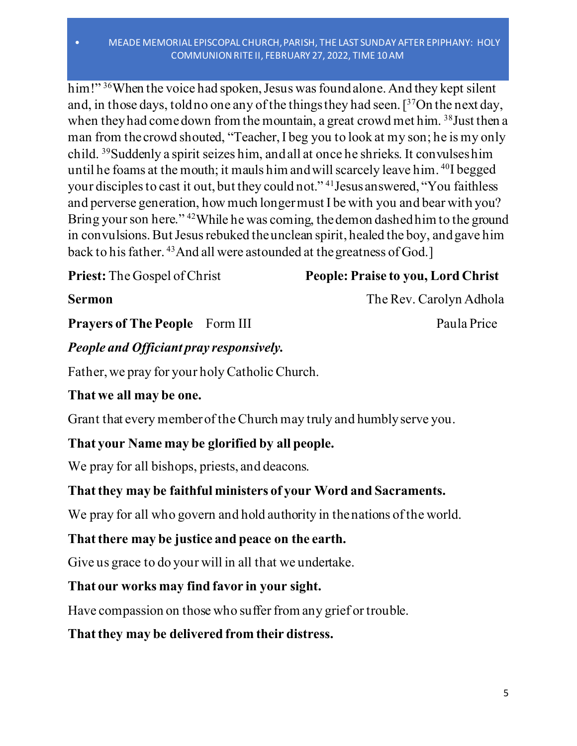him!" [36]When the voice had spoken, Jesus was found alone. And they kept silent and, in those days, told no one any of the things they had seen. [[37]On the next day, when they had come down from the mountain, a great crowd met him. [38]Just then a man from the crowd shouted, "Teacher, I beg you to look at my son; he is my only child. [39]Suddenly a spirit seizes him, and all at once he shrieks. It convulses him until he foams at the mouth; it mauls him and will scarcely leave him. [40]I begged your disciples to cast it out, but they could not." [41]Jesus answered, "You faithless and perverse generation, how much longer must I be with you and bear with you? Bring your son here." [42]While he was coming, the demon dashed him to the ground in convulsions. But Jesus rebuked the unclean spirit, healed the boy, and gave him back to his father. [43]And all were astounded at the greatness of God.]

**Priest:** The Gospel of Christ **People: Praise to you, Lord Christ**

**Sermon** The Rev. Carolyn Adhola

**Prayers of The People** Form III Paula Price

***People and Officiant pray responsively.***

Father, we pray for your holy Catholic Church.

**That we all may be one.**

Grant that every member of the Church may truly and humbly serve you.

**That your Name may be glorified by all people.**

We pray for all bishops, priests, and deacons.

**That they may be faithful ministers of your Word and Sacraments.**

We pray for all who govern and hold authority in the nations of the world.

**That there may be justice and peace on the earth.**

Give us grace to do your will in all that we undertake.

**That our works may find favor in your sight.**

Have compassion on those who suffer from any grief or trouble.

**That they may be delivered from their distress.**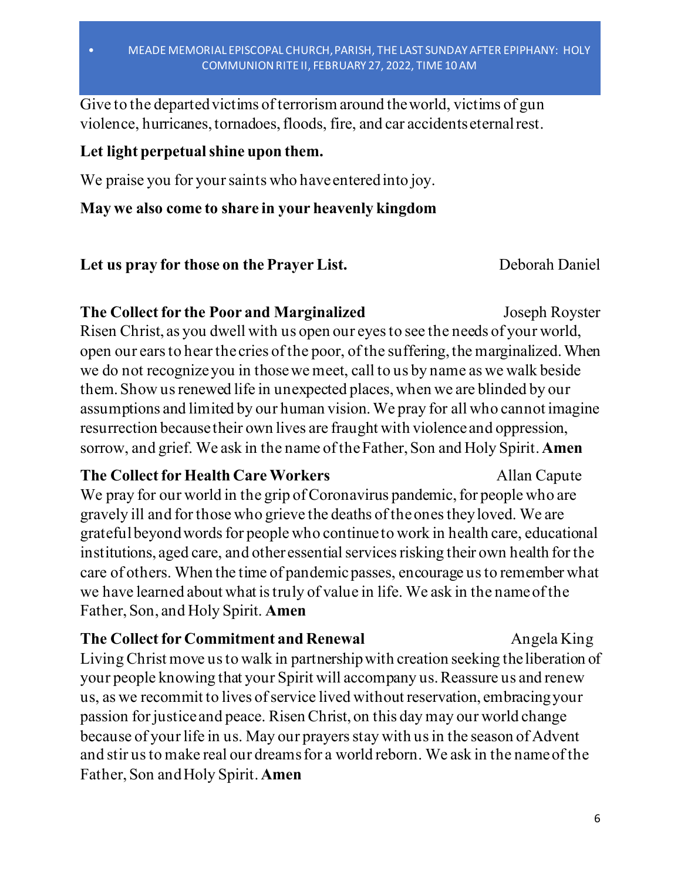Give to the departed victims of terrorism around the world, victims of gun violence, hurricanes, tornadoes, floods, fire, and car accidents eternal rest.

**Let light perpetual shine upon them.**

We praise you for your saints who have entered into joy.

**May we also come to share in your heavenly kingdom**

**Let us pray for those on the Prayer List.** Deborah Daniel

**The Collect for the Poor and Marginalized** Joseph Royster

Risen Christ, as you dwell with us open our eyes to see the needs of your world, open our ears to hear the cries of the poor, of the suffering, the marginalized. When we do not recognize you in those we meet, call to us by name as we walk beside them. Show us renewed life in unexpected places, when we are blinded by our assumptions and limited by our human vision. We pray for all who cannot imagine resurrection because their own lives are fraught with violence and oppression, sorrow, and grief. We ask in the name of the Father, Son and Holy Spirit. **Amen**

**The Collect for Health Care Workers** Allan Capute

We pray for our world in the grip of Coronavirus pandemic, for people who are gravely ill and for those who grieve the deaths of the ones they loved. We are grateful beyond words for people who continue to work in health care, educational institutions, aged care, and other essential services risking their own health for the care of others. When the time of pandemic passes, encourage us to remember what we have learned about what is truly of value in life. We ask in the name of the Father, Son, and Holy Spirit. **Amen**

**The Collect for Commitment and Renewal** Angela King

Living Christ move us to walk in partnership with creation seeking the liberation of your people knowing that your Spirit will accompany us. Reassure us and renew us, as we recommit to lives of service lived without reservation, embracing your passion for justice and peace. Risen Christ, on this day may our world change because of your life in us. May our prayers stay with us in the season of Advent and stir us to make real our dreams for a world reborn. We ask in the name of the Father, Son and Holy Spirit. **Amen**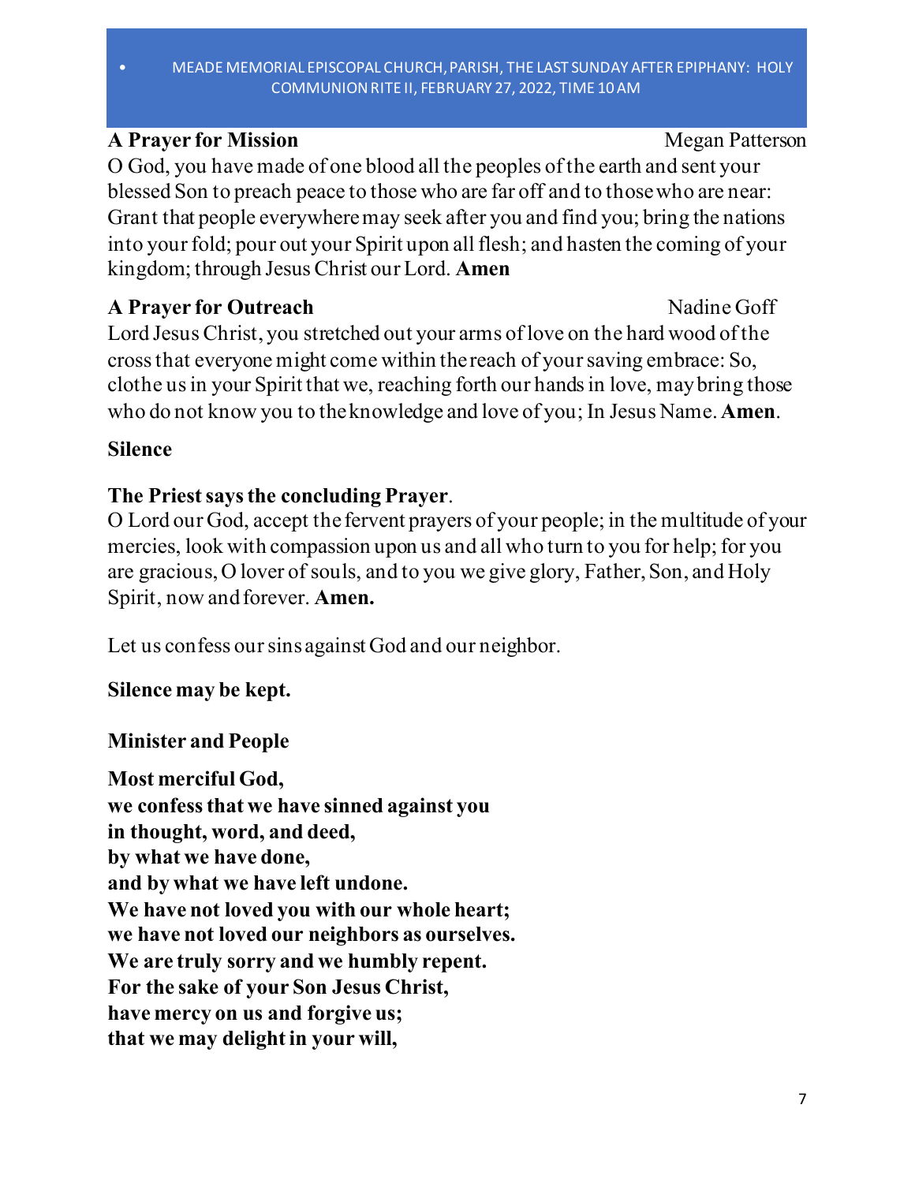**A Prayer for Mission** Megan Patterson

O God, you have made of one blood all the peoples of the earth and sent your blessed Son to preach peace to those who are far off and to those who are near: Grant that people everywhere may seek after you and find you; bring the nations into your fold; pour out your Spirit upon all flesh; and hasten the coming of your kingdom; through Jesus Christ our Lord. **Amen**

**A Prayer for Outreach** Nadine Goff

Lord Jesus Christ, you stretched out your arms of love on the hard wood of the cross that everyone might come within the reach of your saving embrace: So, clothe us in your Spirit that we, reaching forth our hands in love, may bring those who do not know you to the knowledge and love of you; In Jesus Name. **Amen**.

**Silence**

**The Priest says the concluding Prayer**.

O Lord our God, accept the fervent prayers of your people; in the multitude of your mercies, look with compassion upon us and all who turn to you for help; for you are gracious, O lover of souls, and to you we give glory, Father, Son, and Holy Spirit, now and forever. **Amen.**

Let us confess our sins against God and our neighbor.

**Silence may be kept.**

**Minister and People**

**Most merciful God,**
**we confess that we have sinned against you**
**in thought, word, and deed,**
**by what we have done,**
**and by what we have left undone.**
**We have not loved you with our whole heart;**
**we have not loved our neighbors as ourselves.**
**We are truly sorry and we humbly repent.**
**For the sake of your Son Jesus Christ,**
**have mercy on us and forgive us;**
**that we may delight in your will,**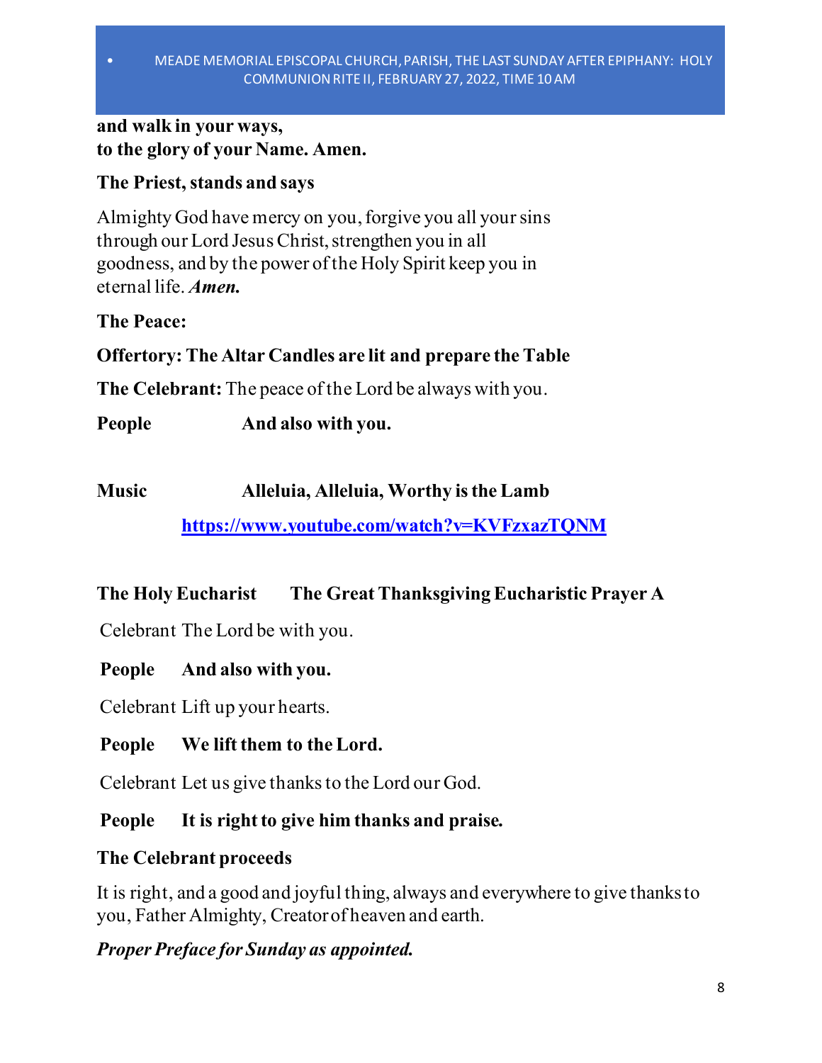**and walk in your ways,**
**to the glory of your Name. Amen.**

**The Priest, stands and says**

Almighty God have mercy on you, forgive you all your sins through our Lord Jesus Christ, strengthen you in all goodness, and by the power of the Holy Spirit keep you in eternal life. ***Amen.***

**The Peace:**

**Offertory: The Altar Candles are lit and prepare the Table**

**The Celebrant:** The peace of the Lord be always with you.

**People** **And also with you.**

**Music** **Alleluia, Alleluia, Worthy is the Lamb**

**https://www.youtube.com/watch?v=KVFzxazTQNM**

**The Holy Eucharist** **The Great Thanksgiving Eucharistic Prayer A**

Celebrant The Lord be with you.

**People** **And also with you.**

Celebrant Lift up your hearts.

**People** **We lift them to the Lord.**

Celebrant Let us give thanks to the Lord our God.

**People** **It is right to give him thanks and praise.**

**The Celebrant proceeds**

It is right, and a good and joyful thing, always and everywhere to give thanks to you, Father Almighty, Creator of heaven and earth.

***Proper Preface for Sunday as appointed.***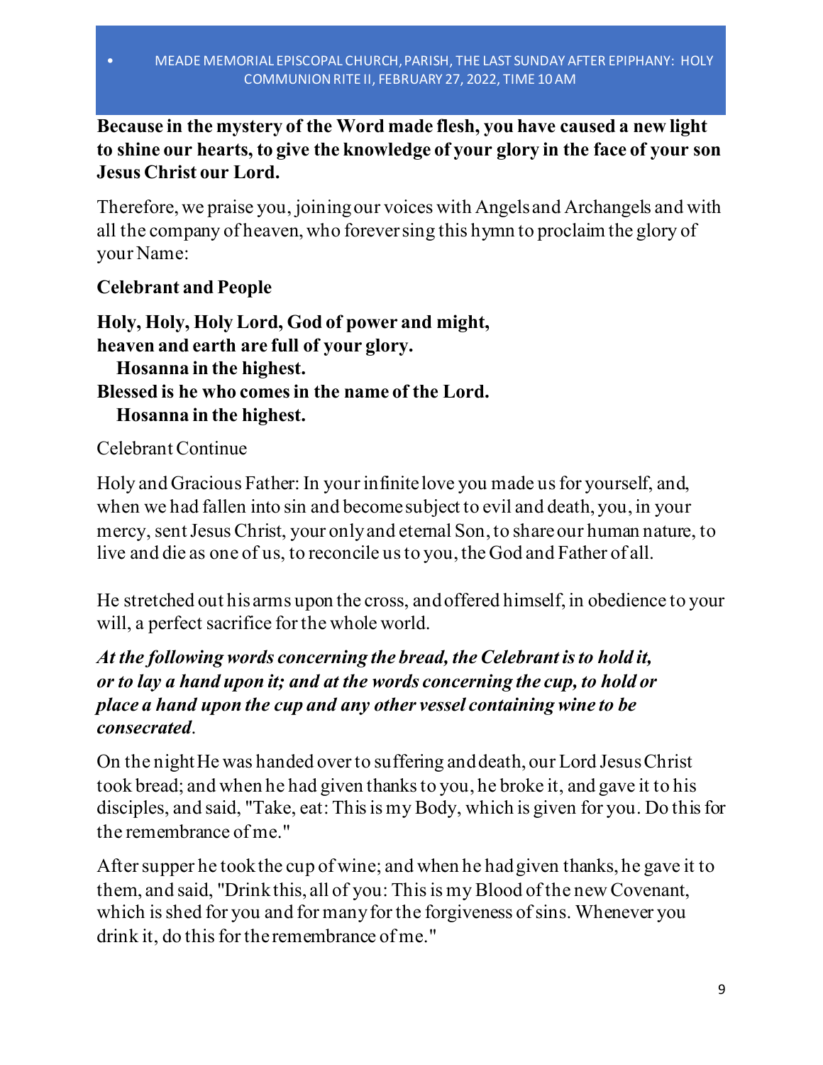**Because in the mystery of the Word made flesh, you have caused a new light to shine our hearts, to give the knowledge of your glory in the face of your son Jesus Christ our Lord.**

Therefore, we praise you, joining our voices with Angels and Archangels and with all the company of heaven, who forever sing this hymn to proclaim the glory of your Name:

**Celebrant and People**

**Holy, Holy, Holy Lord, God of power and might,**
**heaven and earth are full of your glory.**
**Hosanna in the highest.**
**Blessed is he who comes in the name of the Lord.**
**Hosanna in the highest.**

Celebrant Continue

Holy and Gracious Father: In your infinite love you made us for yourself, and, when we had fallen into sin and become subject to evil and death, you, in your mercy, sent Jesus Christ, your only and eternal Son, to share our human nature, to live and die as one of us, to reconcile us to you, the God and Father of all.

He stretched out his arms upon the cross, and offered himself, in obedience to your will, a perfect sacrifice for the whole world.

***At the following words concerning the bread, the Celebrant is to hold it, or to lay a hand upon it; and at the words concerning the cup, to hold or place a hand upon the cup and any other vessel containing wine to be consecrated*.**

On the night He was handed over to suffering and death, our Lord Jesus Christ took bread; and when he had given thanks to you, he broke it, and gave it to his disciples, and said, "Take, eat: This is my Body, which is given for you. Do this for the remembrance of me."

After supper he took the cup of wine; and when he had given thanks, he gave it to them, and said, "Drink this, all of you: This is my Blood of the new Covenant, which is shed for you and for many for the forgiveness of sins. Whenever you drink it, do this for the remembrance of me."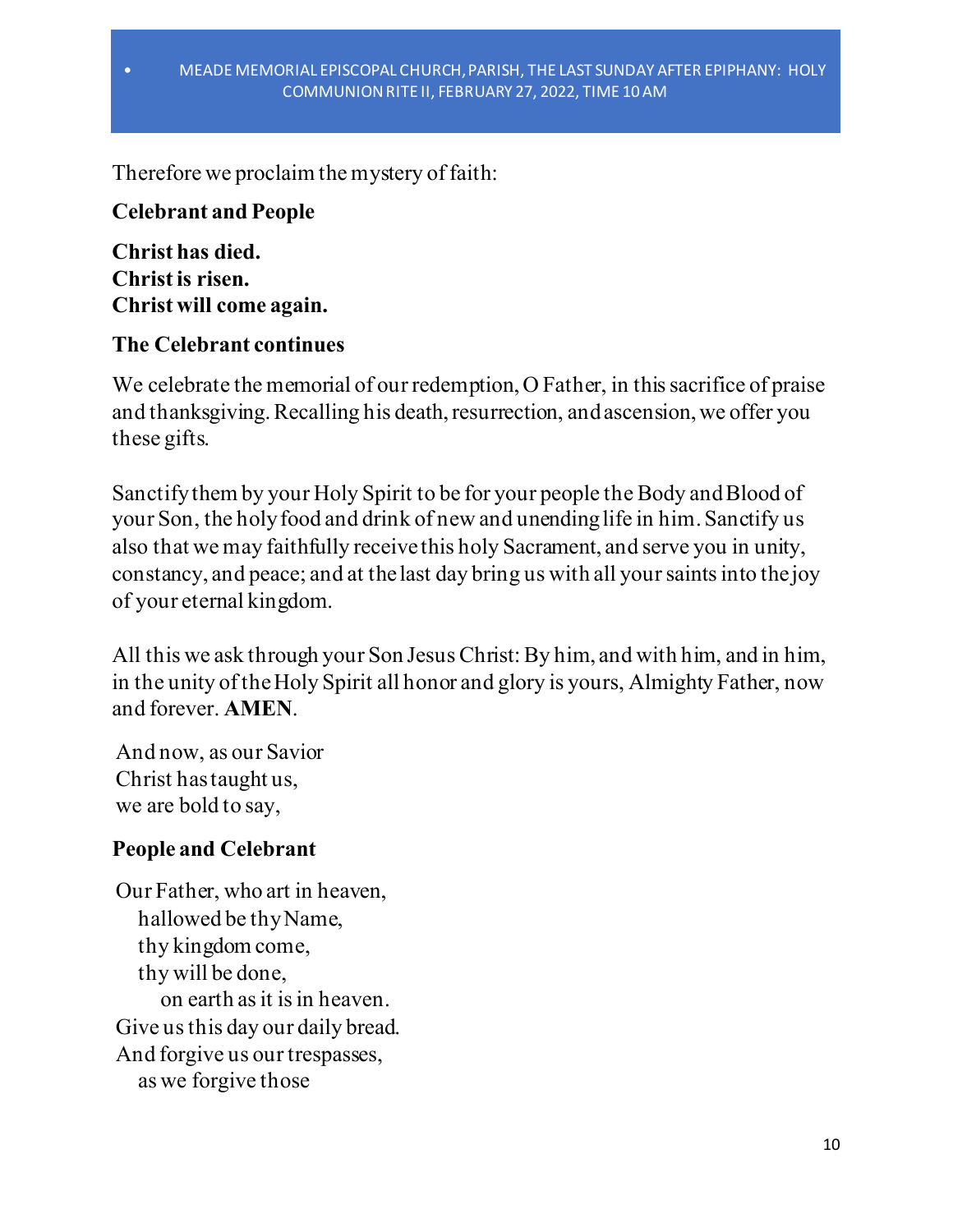Therefore we proclaim the mystery of faith:

**Celebrant and People**

**Christ has died.**
**Christ is risen.**
**Christ will come again.**

**The Celebrant continues**

We celebrate the memorial of our redemption, O Father, in this sacrifice of praise and thanksgiving. Recalling his death, resurrection, and ascension, we offer you these gifts.

Sanctify them by your Holy Spirit to be for your people the Body and Blood of your Son, the holy food and drink of new and unending life in him. Sanctify us also that we may faithfully receive this holy Sacrament, and serve you in unity, constancy, and peace; and at the last day bring us with all your saints into the joy of your eternal kingdom.

All this we ask through your Son Jesus Christ: By him, and with him, and in him, in the unity of the Holy Spirit all honor and glory is yours, Almighty Father, now and forever. **AMEN**.

And now, as our Savior
Christ has taught us,
we are bold to say,

**People and Celebrant**

Our Father, who art in heaven,
hallowed be thy Name,
thy kingdom come,
thy will be done,
on earth as it is in heaven.
Give us this day our daily bread.
And forgive us our trespasses,
as we forgive those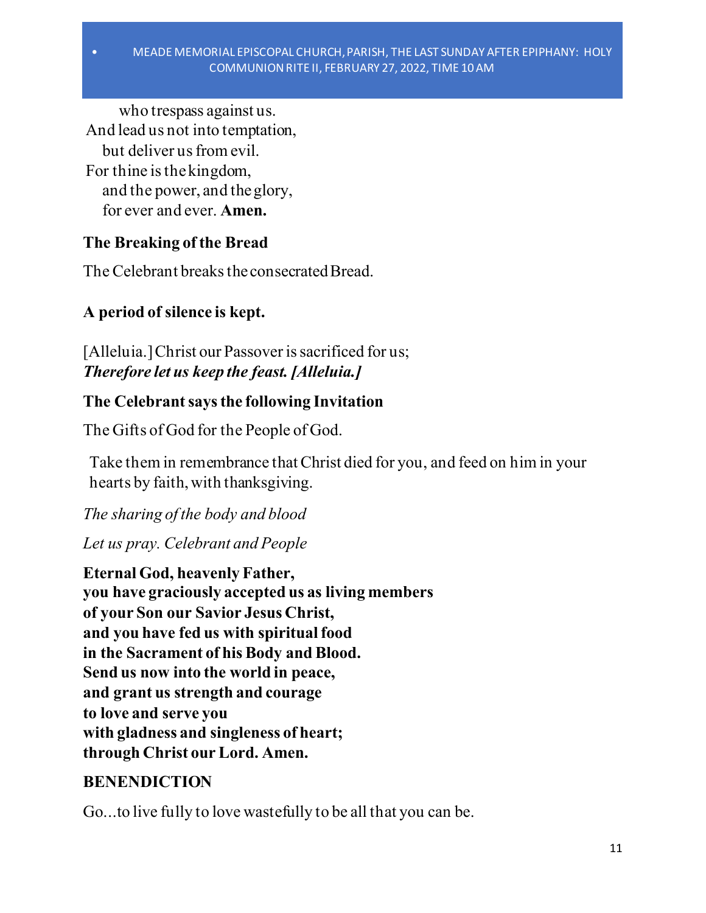who trespass against us.
And lead us not into temptation,
but deliver us from evil.
For thine is the kingdom,
and the power, and the glory,
for ever and ever. **Amen.**

**The Breaking of the Bread**

The Celebrant breaks the consecrated Bread.

**A period of silence is kept.**

[Alleluia.] Christ our Passover is sacrificed for us;
***Therefore let us keep the feast. [Alleluia.]***

**The Celebrant says the following Invitation**

The Gifts of God for the People of God.

Take them in remembrance that Christ died for you, and feed on him in your hearts by faith, with thanksgiving.

*The sharing of the body and blood*

*Let us pray. Celebrant and People*

**Eternal God, heavenly Father,**
**you have graciously accepted us as living members**
**of your Son our Savior Jesus Christ,**
**and you have fed us with spiritual food**
**in the Sacrament of his Body and Blood.**
**Send us now into the world in peace,**
**and grant us strength and courage**
**to love and serve you**
**with gladness and singleness of heart;**
**through Christ our Lord. Amen.**

**BENEDICTION**

Go...to live fully to love wastefully to be all that you can be.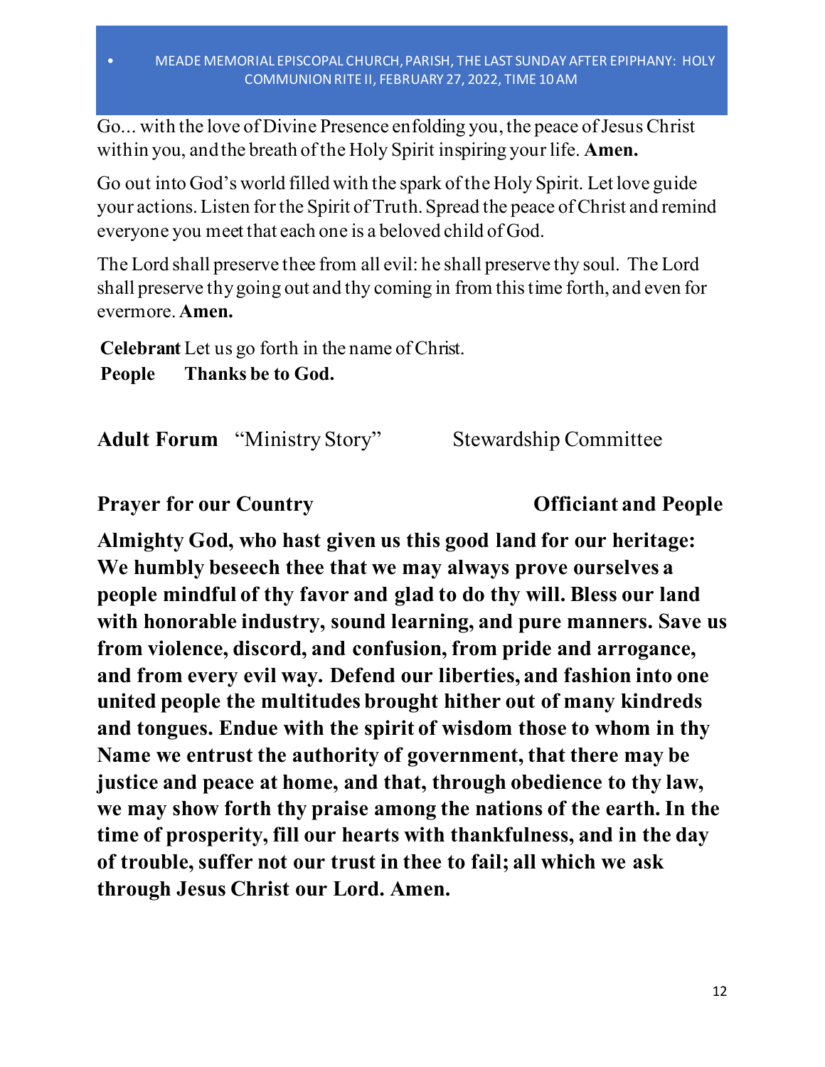Go... with the love of Divine Presence enfolding you, the peace of Jesus Christ within you, and the breath of the Holy Spirit inspiring your life. **Amen.**

Go out into God's world filled with the spark of the Holy Spirit. Let love guide your actions. Listen for the Spirit of Truth. Spread the peace of Christ and remind everyone you meet that each one is a beloved child of God.

The Lord shall preserve thee from all evil: he shall preserve thy soul. The Lord shall preserve thy going out and thy coming in from this time forth, and even for evermore. **Amen.**

**Celebrant** Let us go forth in the name of Christ.
**People** **Thanks be to God.**

**Adult Forum** "Ministry Story" Stewardship Committee

**Prayer for our Country** **Officiant and People**

**Almighty God, who hast given us this good land for our heritage: We humbly beseech thee that we may always prove ourselves a people mindful of thy favor and glad to do thy will. Bless our land with honorable industry, sound learning, and pure manners. Save us from violence, discord, and confusion, from pride and arrogance, and from every evil way. Defend our liberties, and fashion into one united people the multitudes brought hither out of many kindreds and tongues. Endue with the spirit of wisdom those to whom in thy Name we entrust the authority of government, that there may be justice and peace at home, and that, through obedience to thy law, we may show forth thy praise among the nations of the earth. In the time of prosperity, fill our hearts with thankfulness, and in the day of trouble, suffer not our trust in thee to fail; all which we ask through Jesus Christ our Lord. Amen.**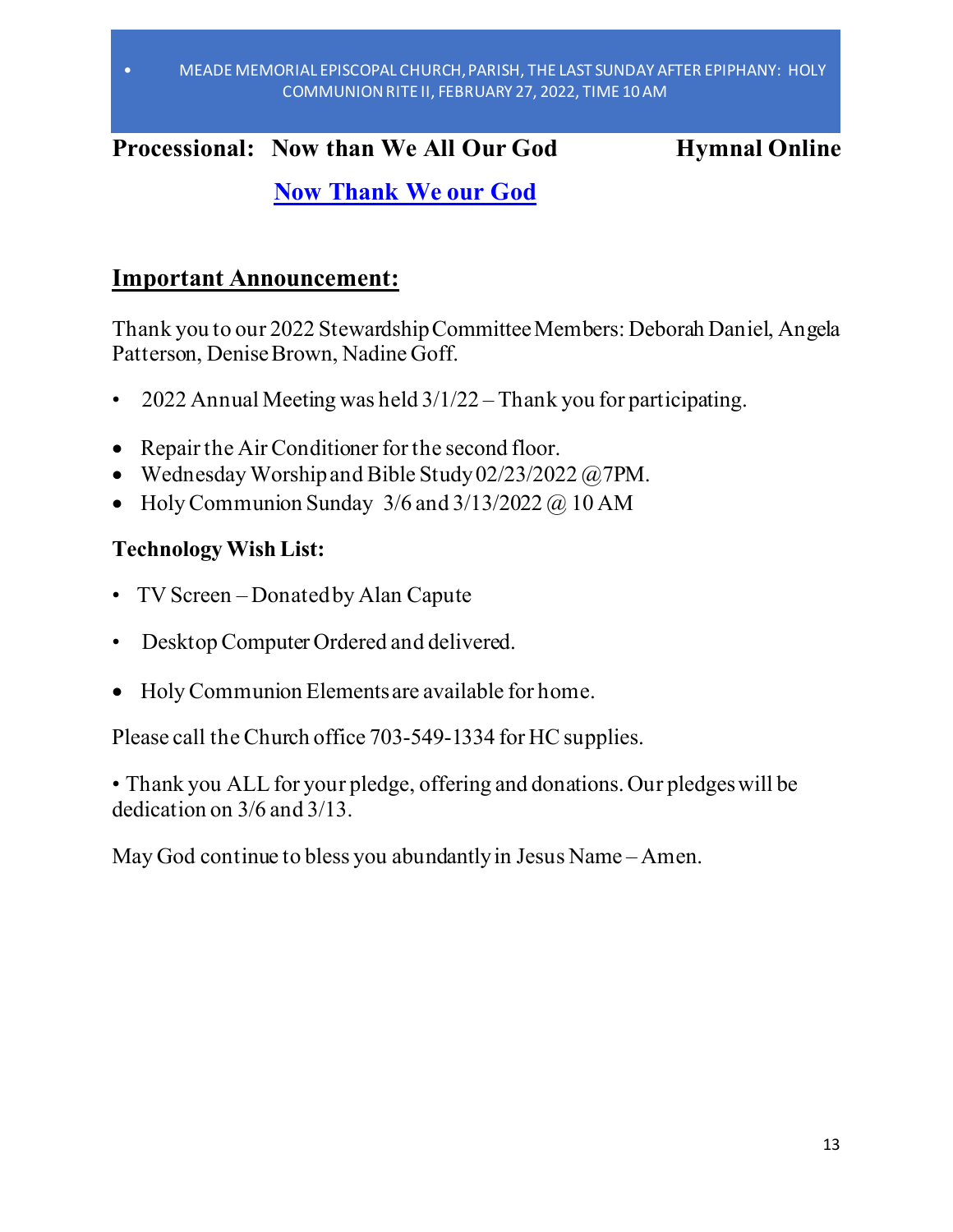- MEADE MEMORIAL EPISCOPAL CHURCH, PARISH, THE LAST SUNDAY AFTER EPIPHANY: HOLY COMMUNION RITE II, FEBRUARY 27, 2022, TIME 10 AM

**Processional: Now than We All Our God** **Hymnal Online**

**Now Thank We our God**

## Important Announcement:

Thank you to our 2022 Stewardship Committee Members: Deborah Daniel, Angela Patterson, Denise Brown, Nadine Goff.

- 2022 Annual Meeting was held 3/1/22 – Thank you for participating.

- Repair the Air Conditioner for the second floor.
- Wednesday Worship and Bible Study 02/23/2022 @7PM.
- Holy Communion Sunday 3/6 and 3/13/2022 @ 10 AM

**Technology Wish List:**

- TV Screen – Donated by Alan Capute

- Desktop Computer Ordered and delivered.

- Holy Communion Elements are available for home.

Please call the Church office 703-549-1334 for HC supplies.

• Thank you ALL for your pledge, offering and donations. Our pledges will be dedication on 3/6 and 3/13.

May God continue to bless you abundantly in Jesus Name – Amen.